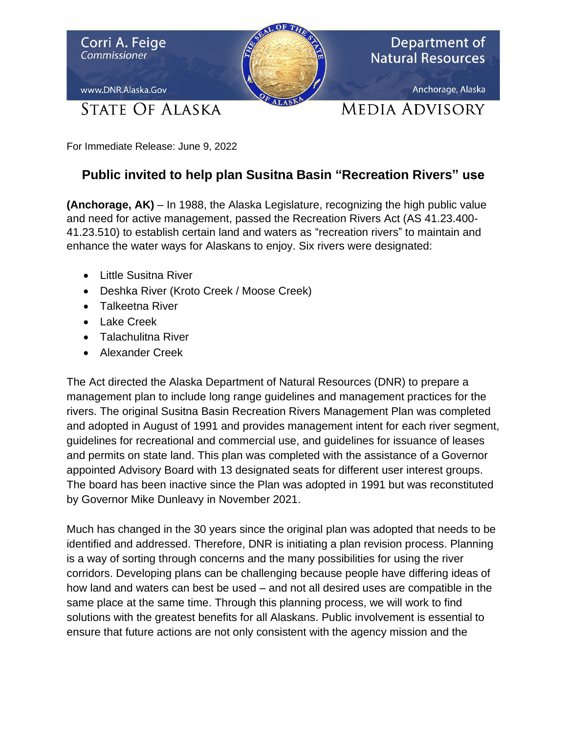Corri A. Feige
*Commissioner*

www.DNR.Alaska.Gov

STATE OF ALASKA

Department of Natural Resources

Anchorage, Alaska

MEDIA ADVISORY

For Immediate Release: June 9, 2022

## Public invited to help plan Susitna Basin "Recreation Rivers" use

**(Anchorage, AK)** – In 1988, the Alaska Legislature, recognizing the high public value and need for active management, passed the Recreation Rivers Act (AS 41.23.400-41.23.510) to establish certain land and waters as "recreation rivers" to maintain and enhance the water ways for Alaskans to enjoy. Six rivers were designated:

- Little Susitna River
- Deshka River (Kroto Creek / Moose Creek)
- Talkeetna River
- Lake Creek
- Talachulitna River
- Alexander Creek

The Act directed the Alaska Department of Natural Resources (DNR) to prepare a management plan to include long range guidelines and management practices for the rivers. The original Susitna Basin Recreation Rivers Management Plan was completed and adopted in August of 1991 and provides management intent for each river segment, guidelines for recreational and commercial use, and guidelines for issuance of leases and permits on state land. This plan was completed with the assistance of a Governor appointed Advisory Board with 13 designated seats for different user interest groups. The board has been inactive since the Plan was adopted in 1991 but was reconstituted by Governor Mike Dunleavy in November 2021.

Much has changed in the 30 years since the original plan was adopted that needs to be identified and addressed. Therefore, DNR is initiating a plan revision process. Planning is a way of sorting through concerns and the many possibilities for using the river corridors. Developing plans can be challenging because people have differing ideas of how land and waters can best be used – and not all desired uses are compatible in the same place at the same time. Through this planning process, we will work to find solutions with the greatest benefits for all Alaskans. Public involvement is essential to ensure that future actions are not only consistent with the agency mission and the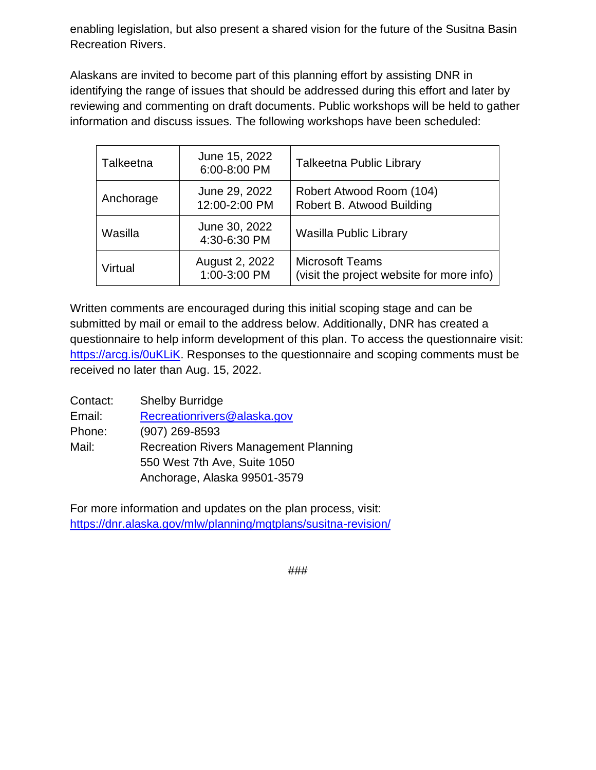enabling legislation, but also present a shared vision for the future of the Susitna Basin Recreation Rivers.

Alaskans are invited to become part of this planning effort by assisting DNR in identifying the range of issues that should be addressed during this effort and later by reviewing and commenting on draft documents. Public workshops will be held to gather information and discuss issues. The following workshops have been scheduled:

| | | |
|---|---|---|
| Talkeetna | June 15, 2022<br>6:00-8:00 PM | Talkeetna Public Library |
| Anchorage | June 29, 2022<br>12:00-2:00 PM | Robert Atwood Room (104)<br>Robert B. Atwood Building |
| Wasilla | June 30, 2022<br>4:30-6:30 PM | Wasilla Public Library |
| Virtual | August 2, 2022<br>1:00-3:00 PM | Microsoft Teams<br>(visit the project website for more info) |

Written comments are encouraged during this initial scoping stage and can be submitted by mail or email to the address below. Additionally, DNR has created a questionnaire to help inform development of this plan. To access the questionnaire visit: https://arcg.is/0uKLiK. Responses to the questionnaire and scoping comments must be received no later than Aug. 15, 2022.

Contact: Shelby Burridge
Email: Recreationrivers@alaska.gov
Phone: (907) 269-8593
Mail: Recreation Rivers Management Planning
550 West 7th Ave, Suite 1050
Anchorage, Alaska 99501-3579

For more information and updates on the plan process, visit:
https://dnr.alaska.gov/mlw/planning/mgtplans/susitna-revision/

###